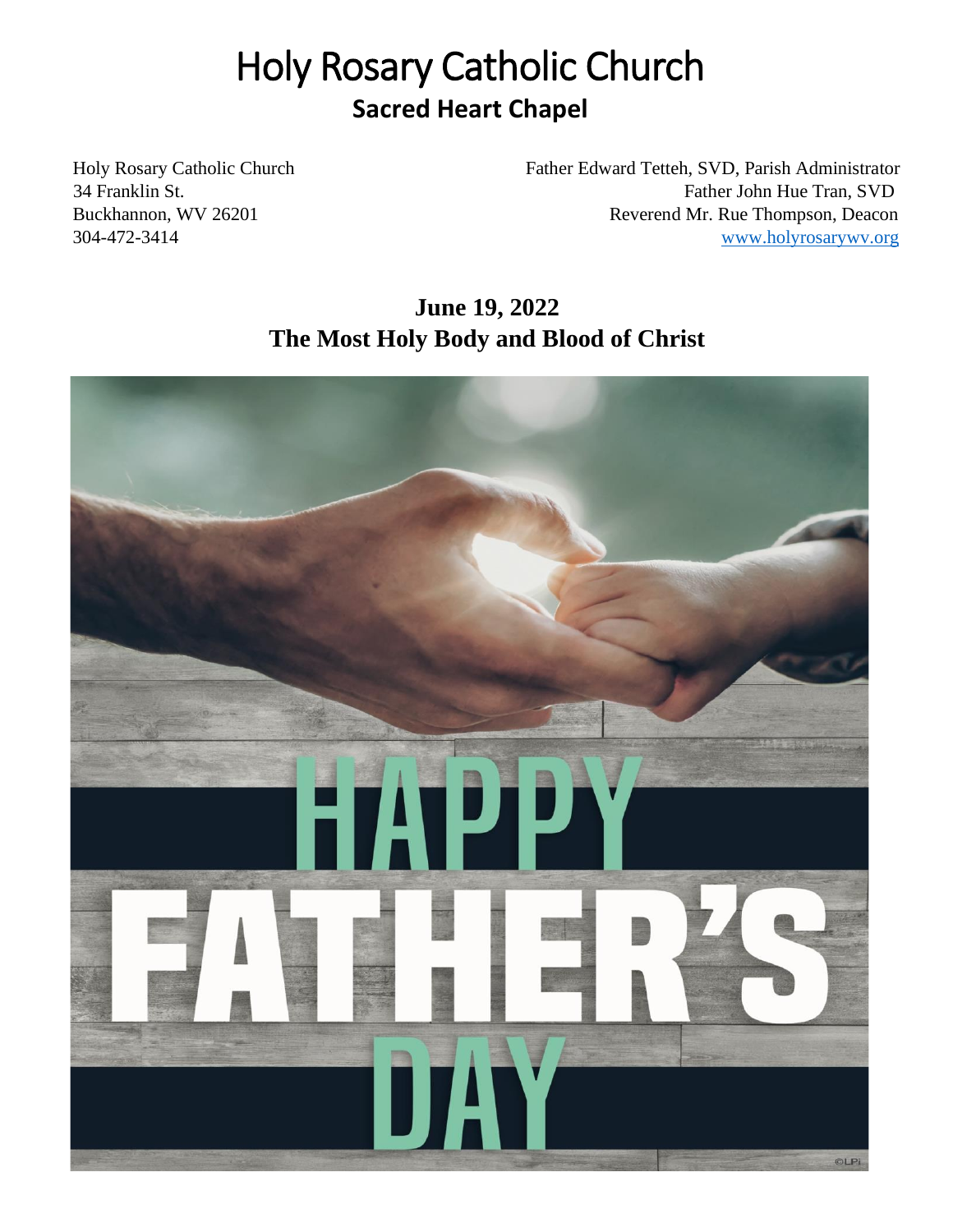# Holy Rosary Catholic Church

## Sacred Heart Chapel

Holy Rosary Catholic Church
34 Franklin St.
Buckhannon, WV 26201
304-472-3414

Father Edward Tetteh, SVD, Parish Administrator
Father John Hue Tran, SVD
Reverend Mr. Rue Thompson, Deacon
www.holyrosarywv.org

**June 19, 2022**
**The Most Holy Body and Blood of Christ**

HAPPY FATHER'S DAY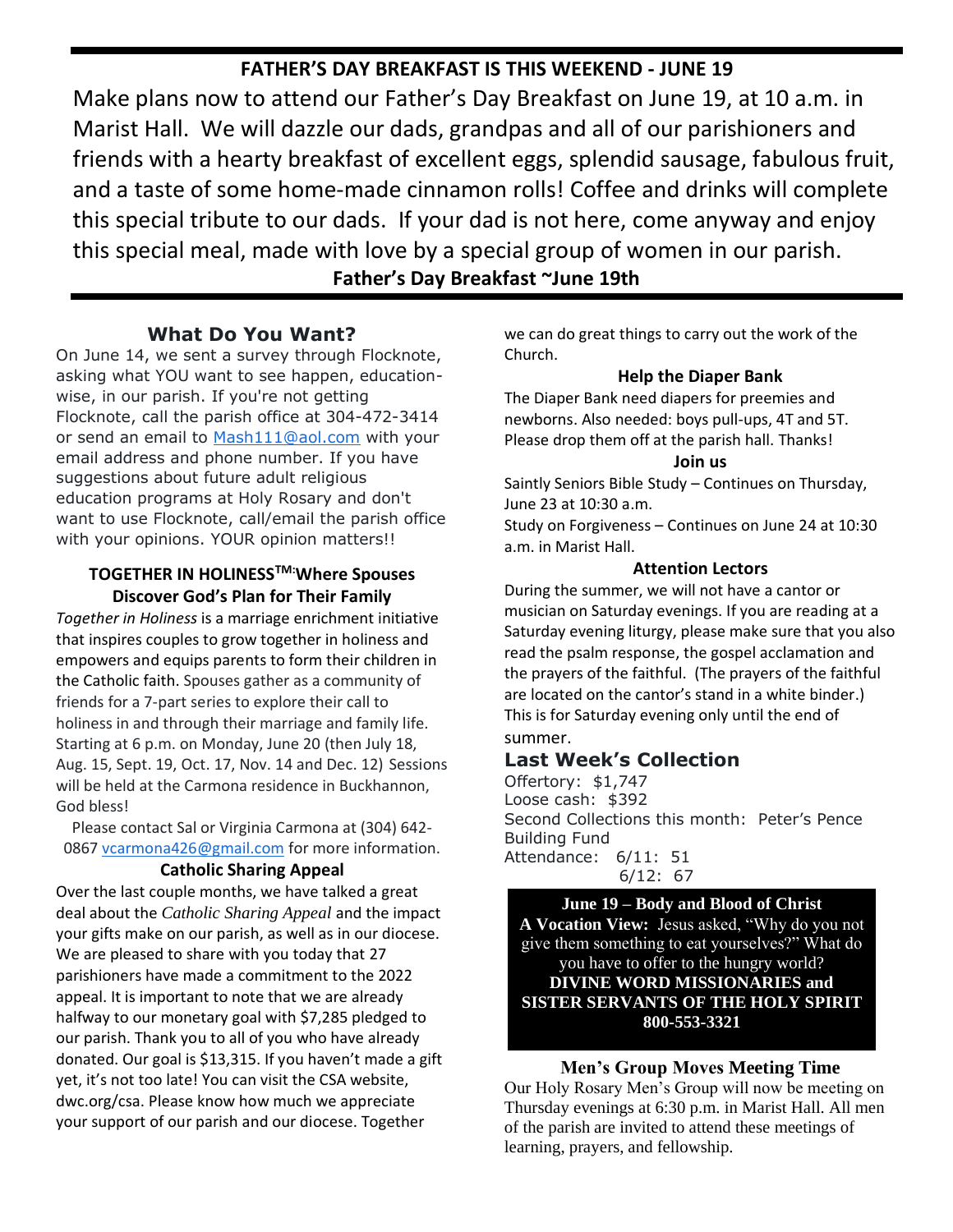## FATHER'S DAY BREAKFAST IS THIS WEEKEND - JUNE 19

Make plans now to attend our Father's Day Breakfast on June 19, at 10 a.m. in Marist Hall. We will dazzle our dads, grandpas and all of our parishioners and friends with a hearty breakfast of excellent eggs, splendid sausage, fabulous fruit, and a taste of some home-made cinnamon rolls! Coffee and drinks will complete this special tribute to our dads. If your dad is not here, come anyway and enjoy this special meal, made with love by a special group of women in our parish.

**Father's Day Breakfast ~June 19th**

## What Do You Want?

On June 14, we sent a survey through Flocknote, asking what YOU want to see happen, education-wise, in our parish. If you're not getting Flocknote, call the parish office at 304-472-3414 or send an email to Mash111@aol.com with your email address and phone number. If you have suggestions about future adult religious education programs at Holy Rosary and don't want to use Flocknote, call/email the parish office with your opinions. YOUR opinion matters!!

### TOGETHER IN HOLINESS™: Where Spouses Discover God's Plan for Their Family

*Together in Holiness* is a marriage enrichment initiative that inspires couples to grow together in holiness and empowers and equips parents to form their children in the Catholic faith. Spouses gather as a community of friends for a 7-part series to explore their call to holiness in and through their marriage and family life. Starting at 6 p.m. on Monday, June 20 (then July 18, Aug. 15, Sept. 19, Oct. 17, Nov. 14 and Dec. 12) Sessions will be held at the Carmona residence in Buckhannon, God bless!

Please contact Sal or Virginia Carmona at (304) 642-0867 vcarmona426@gmail.com for more information.

### Catholic Sharing Appeal

Over the last couple months, we have talked a great deal about the *Catholic Sharing Appeal* and the impact your gifts make on our parish, as well as in our diocese. We are pleased to share with you today that 27 parishioners have made a commitment to the 2022 appeal. It is important to note that we are already halfway to our monetary goal with $7,285 pledged to our parish. Thank you to all of you who have already donated. Our goal is $13,315. If you haven't made a gift yet, it's not too late! You can visit the CSA website, dwc.org/csa. Please know how much we appreciate your support of our parish and our diocese. Together we can do great things to carry out the work of the Church.

### Help the Diaper Bank

The Diaper Bank need diapers for preemies and newborns. Also needed: boys pull-ups, 4T and 5T. Please drop them off at the parish hall. Thanks!

### Join us

Saintly Seniors Bible Study – Continues on Thursday, June 23 at 10:30 a.m.

Study on Forgiveness – Continues on June 24 at 10:30 a.m. in Marist Hall.

### Attention Lectors

During the summer, we will not have a cantor or musician on Saturday evenings. If you are reading at a Saturday evening liturgy, please make sure that you also read the psalm response, the gospel acclamation and the prayers of the faithful. (The prayers of the faithful are located on the cantor's stand in a white binder.) This is for Saturday evening only until the end of summer.

## Last Week's Collection

Offertory: $1,747
Loose cash: $392
Second Collections this month: Peter's Pence
Building Fund
Attendance: 6/11: 51
6/12: 67

**June 19 – Body and Blood of Christ**
**A Vocation View:** Jesus asked, "Why do you not give them something to eat yourselves?" What do you have to offer to the hungry world?
**DIVINE WORD MISSIONARIES and SISTER SERVANTS OF THE HOLY SPIRIT**
**800-553-3321**

### Men's Group Moves Meeting Time

Our Holy Rosary Men's Group will now be meeting on Thursday evenings at 6:30 p.m. in Marist Hall. All men of the parish are invited to attend these meetings of learning, prayers, and fellowship.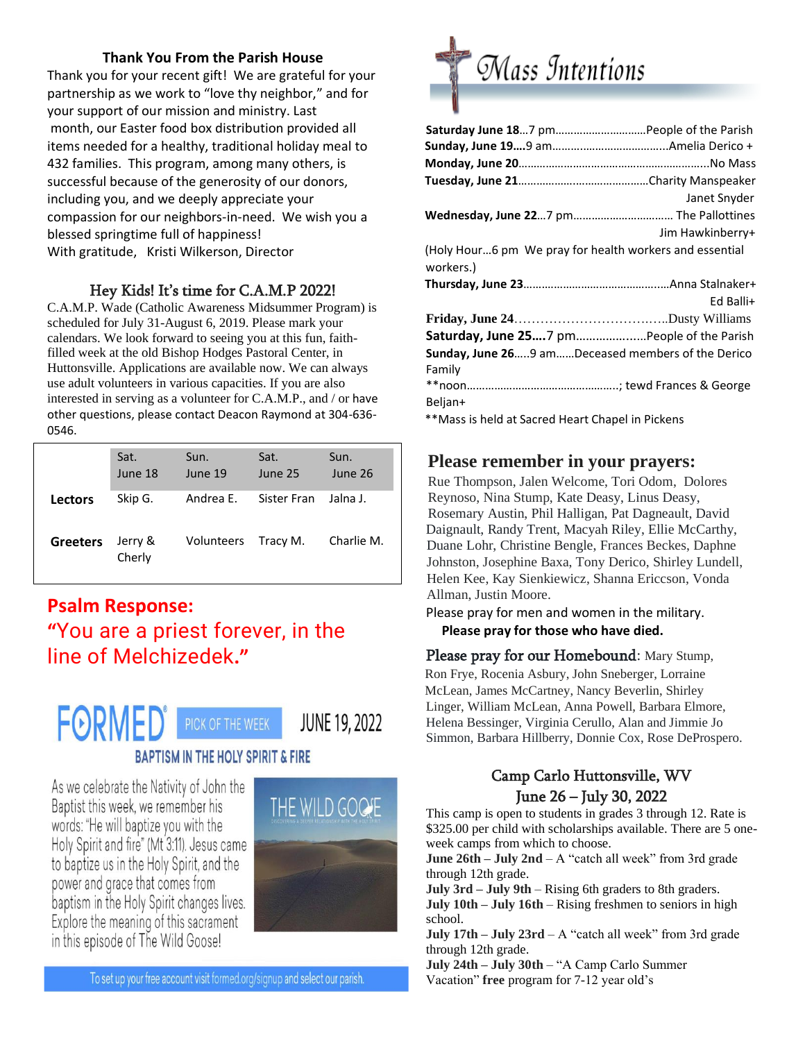## Thank You From the Parish House

Thank you for your recent gift! We are grateful for your partnership as we work to "love thy neighbor," and for your support of our mission and ministry. Last month, our Easter food box distribution provided all items needed for a healthy, traditional holiday meal to 432 families. This program, among many others, is successful because of the generosity of our donors, including you, and we deeply appreciate your compassion for our neighbors-in-need. We wish you a blessed springtime full of happiness!
With gratitude, Kristi Wilkerson, Director

## Hey Kids! It's time for C.A.M.P 2022!

C.A.M.P. Wade (Catholic Awareness Midsummer Program) is scheduled for July 31-August 6, 2019. Please mark your calendars. We look forward to seeing you at this fun, faith-filled week at the old Bishop Hodges Pastoral Center, in Huttonsville. Applications are available now. We can always use adult volunteers in various capacities. If you are also interested in serving as a volunteer for C.A.M.P., and / or have other questions, please contact Deacon Raymond at 304-636-0546.

| | Sat. June 18 | Sun. June 19 | Sat. June 25 | Sun. June 26 |
|---|---|---|---|---|
| **Lectors** | Skip G. | Andrea E. | Sister Fran | Jalna J. |
| **Greeters** | Jerry & Cherly | Volunteers | Tracy M. | Charlie M. |

## Psalm Response:

"You are a priest forever, in the line of Melchizedek."

FORMED PICK OF THE WEEK JUNE 19, 2022

**BAPTISM IN THE HOLY SPIRIT & FIRE**

As we celebrate the Nativity of John the Baptist this week, we remember his words: "He will baptize you with the Holy Spirit and fire" (Mt 3:11). Jesus came to baptize us in the Holy Spirit, and the power and grace that comes from baptism in the Holy Spirit changes lives. Explore the meaning of this sacrament in this episode of The Wild Goose!

To set up your free account visit formed.org/signup and select our parish.

## Mass Intentions

**Saturday June 18**…7 pm……………………………People of the Parish
**Sunday, June 19….**9 am…………………………………Amelia Derico +
**Monday, June 20**……………………………………………………No Mass
**Tuesday, June 21**………………………………………Charity Manspeaker
Janet Snyder
**Wednesday, June 22**…7 pm…………………………… The Pallottines
Jim Hawkinberry+
(Holy Hour…6 pm We pray for health workers and essential workers.)
**Thursday, June 23**………………………………………Anna Stalnaker+
Ed Balli+
**Friday, June 24**…………………………………Dusty Williams
**Saturday, June 25….**7 pm…………………People of the Parish
**Sunday, June 26**…..9 am……Deceased members of the Derico Family
**noon……………………………………………; tewd Frances & George Beljan+
**Mass is held at Sacred Heart Chapel in Pickens

## Please remember in your prayers:

Rue Thompson, Jalen Welcome, Tori Odom, Dolores Reynoso, Nina Stump, Kate Deasy, Linus Deasy, Rosemary Austin, Phil Halligan, Pat Dagneault, David Daignault, Randy Trent, Macyah Riley, Ellie McCarthy, Duane Lohr, Christine Bengle, Frances Beckes, Daphne Johnston, Josephine Baxa, Tony Derico, Shirley Lundell, Helen Kee, Kay Sienkiewicz, Shanna Ericcson, Vonda Allman, Justin Moore.

Please pray for men and women in the military.

**Please pray for those who have died.**

**Please pray for our Homebound**: Mary Stump, Ron Frye, Rocenia Asbury, John Sneberger, Lorraine McLean, James McCartney, Nancy Beverlin, Shirley Linger, William McLean, Anna Powell, Barbara Elmore, Helena Bessinger, Virginia Cerullo, Alan and Jimmie Jo Simmon, Barbara Hillberry, Donnie Cox, Rose DeProspero.

## Camp Carlo Huttonsville, WV
## June 26 – July 30, 2022

This camp is open to students in grades 3 through 12. Rate is $325.00 per child with scholarships available. There are 5 one-week camps from which to choose.

**June 26th – July 2nd** – A "catch all week" from 3rd grade through 12th grade.
**July 3rd – July 9th** – Rising 6th graders to 8th graders.
**July 10th – July 16th** – Rising freshmen to seniors in high school.
**July 17th – July 23rd** – A "catch all week" from 3rd grade through 12th grade.
**July 24th – July 30th** – "A Camp Carlo Summer Vacation" **free** program for 7-12 year old's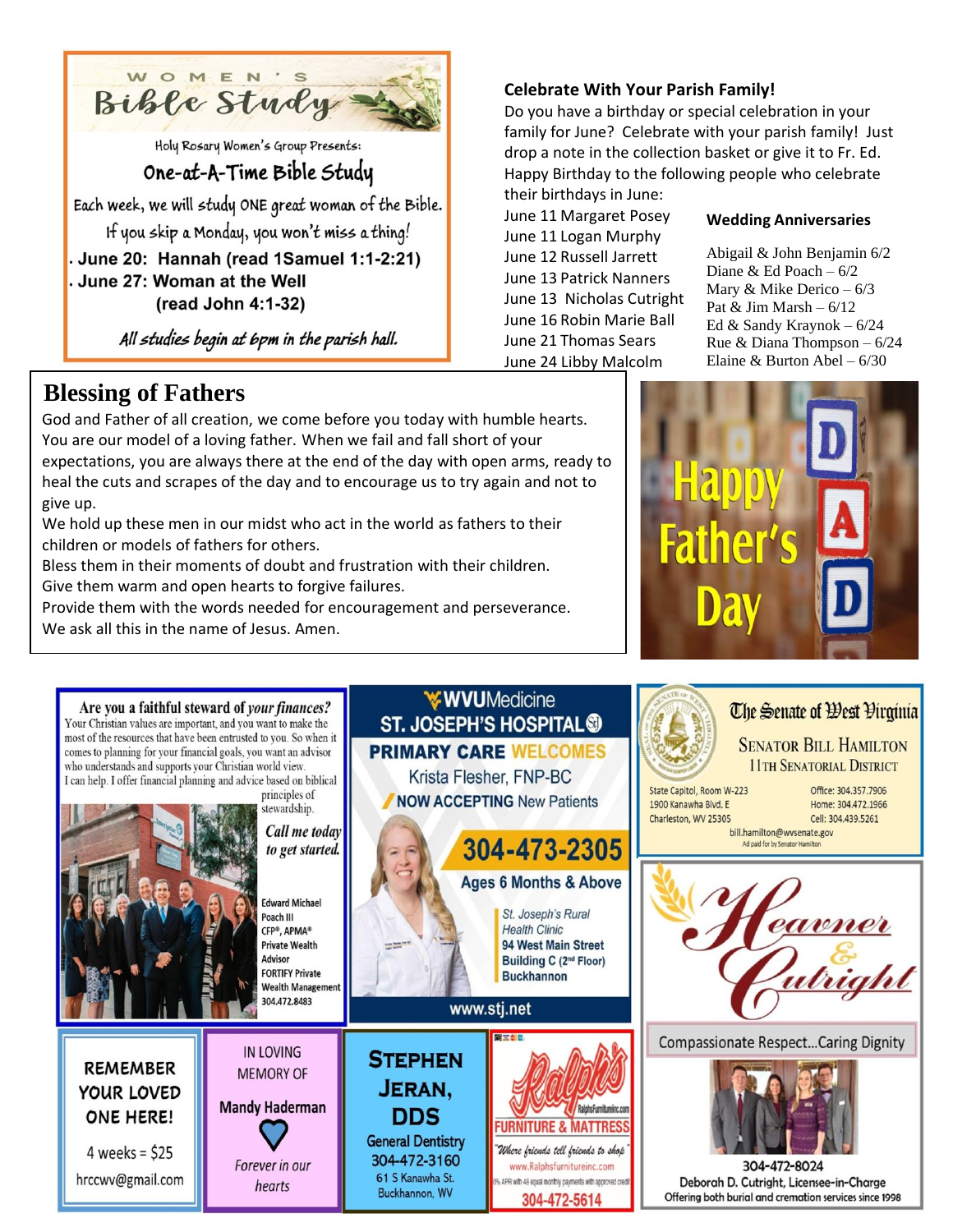## Women's Bible Study

Holy Rosary Women's Group Presents:

**One-at-A-Time Bible Study**

Each week, we will study ONE great woman of the Bible.

If you skip a Monday, you won't miss a thing!

- **June 20: Hannah (read 1Samuel 1:1-2:21)**
- **June 27: Woman at the Well (read John 4:1-32)**

*All studies begin at 6pm in the parish hall.*

### Celebrate With Your Parish Family!

Do you have a birthday or special celebration in your family for June? Celebrate with your parish family! Just drop a note in the collection basket or give it to Fr. Ed.

Happy Birthday to the following people who celebrate their birthdays in June:

June 11 Margaret Posey
June 11 Logan Murphy
June 12 Russell Jarrett
June 13 Patrick Nanners
June 13 Nicholas Cutright
June 16 Robin Marie Ball
June 21 Thomas Sears
June 24 Libby Malcolm

**Wedding Anniversaries**

Abigail & John Benjamin 6/2
Diane & Ed Poach – 6/2
Mary & Mike Derico – 6/3
Pat & Jim Marsh – 6/12
Ed & Sandy Kraynok – 6/24
Rue & Diana Thompson – 6/24
Elaine & Burton Abel – 6/30

## Blessing of Fathers

God and Father of all creation, we come before you today with humble hearts. You are our model of a loving father. When we fail and fall short of your expectations, you are always there at the end of the day with open arms, ready to heal the cuts and scrapes of the day and to encourage us to try again and not to give up.

We hold up these men in our midst who act in the world as fathers to their children or models of fathers for others.

Bless them in their moments of doubt and frustration with their children.

Give them warm and open hearts to forgive failures.

Provide them with the words needed for encouragement and perseverance.

We ask all this in the name of Jesus. Amen.

Happy Father's Day

---

**Are you a faithful steward of *your finances?***

Your Christian values are important, and you want to make the most of the resources that have been entrusted to you. So when it comes to planning for your financial goals, you want an advisor who understands and supports your Christian world view.

I can help. I offer financial planning and advice based on biblical principles of stewardship.

*Call me today to get started.*

Edward Michael Poach III
CFP®, APMA®
Private Wealth Advisor
FORTIFY Private Wealth Management
304.472.8483

---

**WVUMedicine ST. JOSEPH'S HOSPITAL**

**PRIMARY CARE WELCOMES**

Krista Flesher, FNP-BC

NOW ACCEPTING New Patients

**304-473-2305**

Ages 6 Months & Above

*St. Joseph's Rural Health Clinic*
94 West Main Street
Building C (2nd Floor)
Buckhannon

www.stj.net

---

**The Senate of West Virginia**

SENATOR BILL HAMILTON
11TH SENATORIAL DISTRICT

State Capitol, Room W-223
1900 Kanawha Blvd. E
Charleston, WV 25305

Office: 304.357.7906
Home: 304.472.1966
Cell: 304.439.5261

bill.hamilton@wvsenate.gov

Ad paid for by Senator Hamilton

---

**Heavner & Cutright**

Compassionate Respect...Caring Dignity

304-472-8024

Deborah D. Cutright, Licensee-in-Charge

Offering both burial and cremation services since 1998

---

**REMEMBER YOUR LOVED ONE HERE!**

4 weeks = $25

hrccwv@gmail.com

---

IN LOVING MEMORY OF

**Mandy Haderman**

*Forever in our hearts*

---

**STEPHEN JERAN, DDS**

General Dentistry

304-472-3160

61 S Kanawha St.
Buckhannon, WV

---

**Ralph's FURNITURE & MATTRESS**

*"Where friends tell friends to shop"*

www.Ralphsfurnitureinc.com

0% APR with 48 equal monthly payments with approved credit

304-472-5614